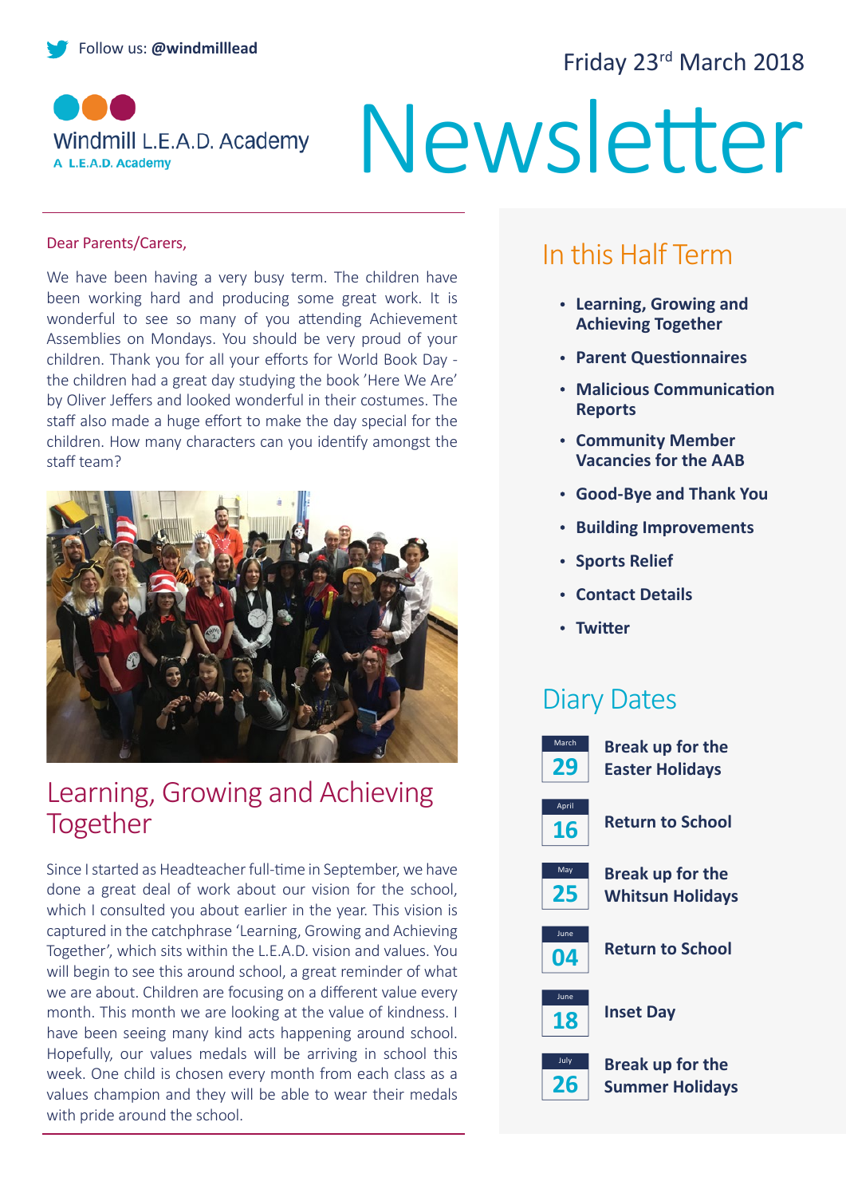Follow us: **@windmilllead**

Friday 23rd March 2018

Windmill L.E.A.D. Academy

A L.E.A.D. Academy

# Newsletter

Dear Parents/Carers,

We have been having a very busy term. The children have been working hard and producing some great work. It is wonderful to see so many of you attending Achievement Assemblies on Mondays. You should be very proud of your children. Thank you for all your efforts for World Book Day - the children had a great day studying the book 'Here We Are' by Oliver Jeffers and looked wonderful in their costumes. The staff also made a huge effort to make the day special for the children. How many characters can you identify amongst the staff team?

## Learning, Growing and Achieving Together

Since I started as Headteacher full-time in September, we have done a great deal of work about our vision for the school, which I consulted you about earlier in the year. This vision is captured in the catchphrase 'Learning, Growing and Achieving Together', which sits within the L.E.A.D. vision and values. You will begin to see this around school, a great reminder of what we are about. Children are focusing on a different value every month. This month we are looking at the value of kindness. I have been seeing many kind acts happening around school. Hopefully, our values medals will be arriving in school this week. One child is chosen every month from each class as a values champion and they will be able to wear their medals with pride around the school.

## In this Half Term

- **Learning, Growing and Achieving Together**
- **Parent Questionnaires**
- **Malicious Communication Reports**
- **Community Member Vacancies for the AAB**
- **Good-Bye and Thank You**
- **Building Improvements**
- **Sports Relief**
- **Contact Details**
- **Twitter**

## Diary Dates

| Date | Event |
| --- | --- |
| March 29 | **Break up for the Easter Holidays** |
| April 16 | **Return to School** |
| May 25 | **Break up for the Whitsun Holidays** |
| June 04 | **Return to School** |
| June 18 | **Inset Day** |
| July 26 | **Break up for the Summer Holidays** |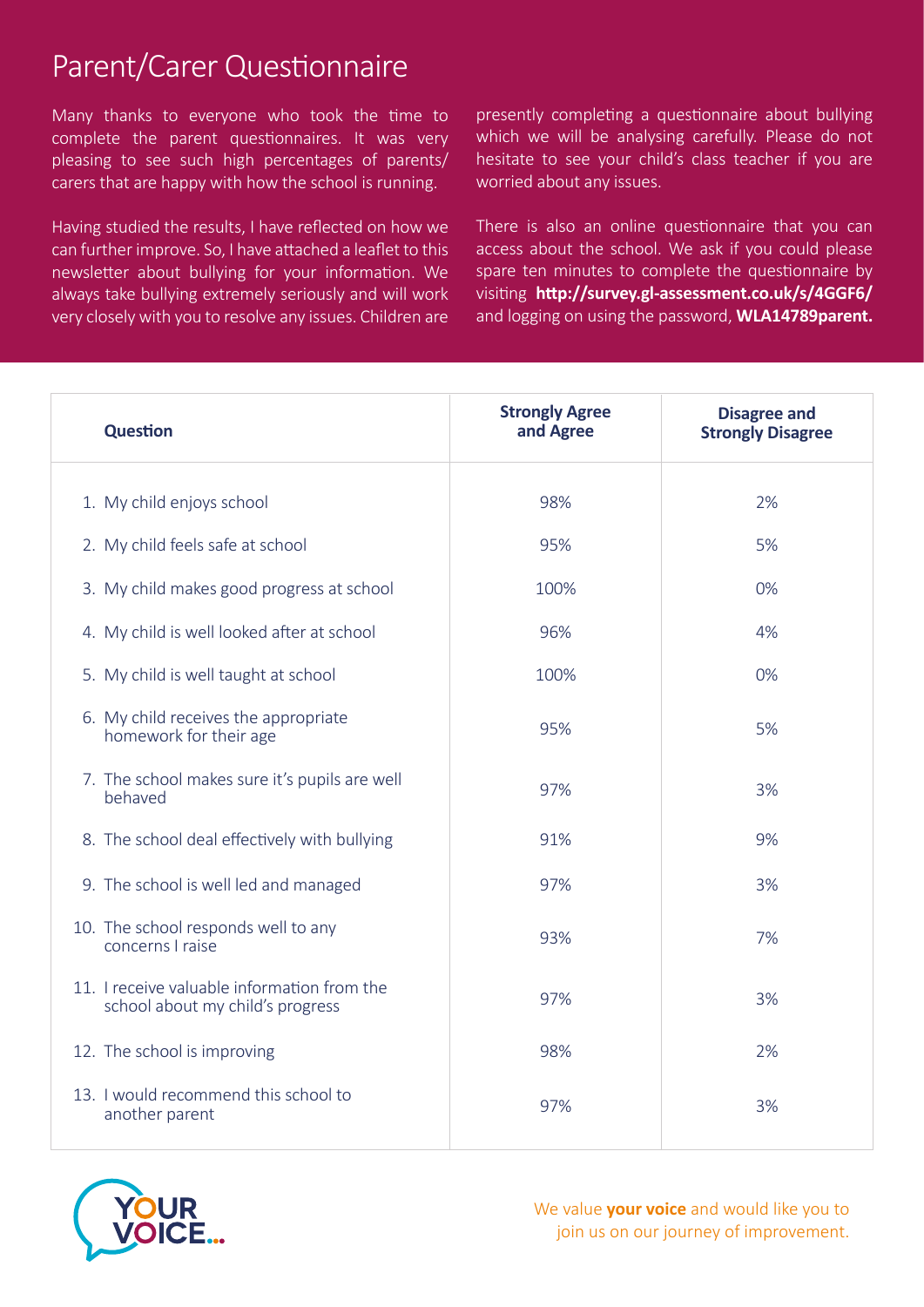# Parent/Carer Questionnaire

Many thanks to everyone who took the time to complete the parent questionnaires. It was very pleasing to see such high percentages of parents/carers that are happy with how the school is running.

Having studied the results, I have reflected on how we can further improve. So, I have attached a leaflet to this newsletter about bullying for your information. We always take bullying extremely seriously and will work very closely with you to resolve any issues. Children are presently completing a questionnaire about bullying which we will be analysing carefully. Please do not hesitate to see your child's class teacher if you are worried about any issues.

There is also an online questionnaire that you can access about the school. We ask if you could please spare ten minutes to complete the questionnaire by visiting **http://survey.gl-assessment.co.uk/s/4GGF6/** and logging on using the password, **WLA14789parent.**

| Question | Strongly Agree and Agree | Disagree and Strongly Disagree |
|---|---|---|
| 1. My child enjoys school | 98% | 2% |
| 2. My child feels safe at school | 95% | 5% |
| 3. My child makes good progress at school | 100% | 0% |
| 4. My child is well looked after at school | 96% | 4% |
| 5. My child is well taught at school | 100% | 0% |
| 6. My child receives the appropriate homework for their age | 95% | 5% |
| 7. The school makes sure it's pupils are well behaved | 97% | 3% |
| 8. The school deal effectively with bullying | 91% | 9% |
| 9. The school is well led and managed | 97% | 3% |
| 10. The school responds well to any concerns I raise | 93% | 7% |
| 11. I receive valuable information from the school about my child's progress | 97% | 3% |
| 12. The school is improving | 98% | 2% |
| 13. I would recommend this school to another parent | 97% | 3% |

YOUR VOICE...

We value **your voice** and would like you to join us on our journey of improvement.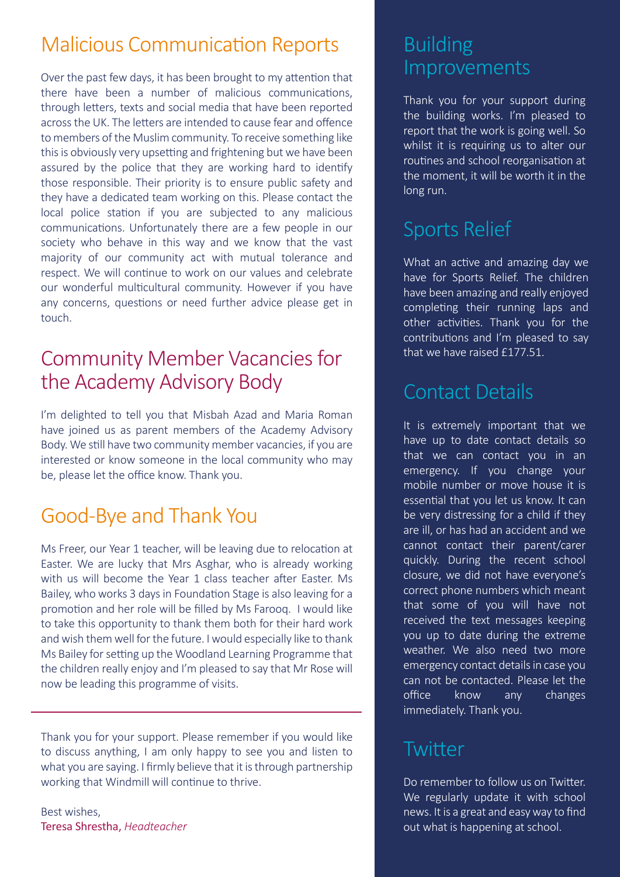## Malicious Communication Reports

Over the past few days, it has been brought to my attention that there have been a number of malicious communications, through letters, texts and social media that have been reported across the UK. The letters are intended to cause fear and offence to members of the Muslim community. To receive something like this is obviously very upsetting and frightening but we have been assured by the police that they are working hard to identify those responsible. Their priority is to ensure public safety and they have a dedicated team working on this. Please contact the local police station if you are subjected to any malicious communications. Unfortunately there are a few people in our society who behave in this way and we know that the vast majority of our community act with mutual tolerance and respect. We will continue to work on our values and celebrate our wonderful multicultural community. However if you have any concerns, questions or need further advice please get in touch.

## Community Member Vacancies for the Academy Advisory Body

I'm delighted to tell you that Misbah Azad and Maria Roman have joined us as parent members of the Academy Advisory Body. We still have two community member vacancies, if you are interested or know someone in the local community who may be, please let the office know. Thank you.

## Good-Bye and Thank You

Ms Freer, our Year 1 teacher, will be leaving due to relocation at Easter. We are lucky that Mrs Asghar, who is already working with us will become the Year 1 class teacher after Easter. Ms Bailey, who works 3 days in Foundation Stage is also leaving for a promotion and her role will be filled by Ms Farooq. I would like to take this opportunity to thank them both for their hard work and wish them well for the future. I would especially like to thank Ms Bailey for setting up the Woodland Learning Programme that the children really enjoy and I'm pleased to say that Mr Rose will now be leading this programme of visits.

---

Thank you for your support. Please remember if you would like to discuss anything, I am only happy to see you and listen to what you are saying. I firmly believe that it is through partnership working that Windmill will continue to thrive.

Best wishes,
Teresa Shrestha, *Headteacher*

## Building Improvements

Thank you for your support during the building works. I'm pleased to report that the work is going well. So whilst it is requiring us to alter our routines and school reorganisation at the moment, it will be worth it in the long run.

## Sports Relief

What an active and amazing day we have for Sports Relief. The children have been amazing and really enjoyed completing their running laps and other activities. Thank you for the contributions and I'm pleased to say that we have raised £177.51.

## Contact Details

It is extremely important that we have up to date contact details so that we can contact you in an emergency. If you change your mobile number or move house it is essential that you let us know. It can be very distressing for a child if they are ill, or has had an accident and we cannot contact their parent/carer quickly. During the recent school closure, we did not have everyone's correct phone numbers which meant that some of you will have not received the text messages keeping you up to date during the extreme weather. We also need two more emergency contact details in case you can not be contacted. Please let the office know any changes immediately. Thank you.

## Twitter

Do remember to follow us on Twitter. We regularly update it with school news. It is a great and easy way to find out what is happening at school.